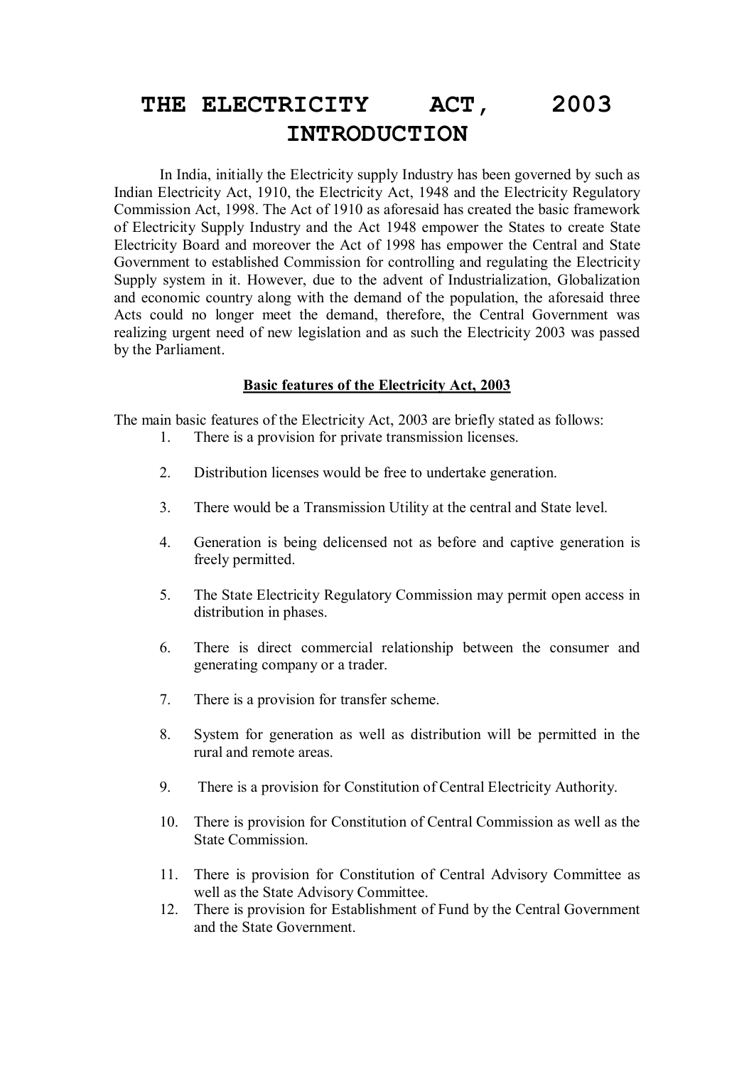# THE ELECTRICITY ACT, 2003
# INTRODUCTION

In India, initially the Electricity supply Industry has been governed by such as Indian Electricity Act, 1910, the Electricity Act, 1948 and the Electricity Regulatory Commission Act, 1998. The Act of 1910 as aforesaid has created the basic framework of Electricity Supply Industry and the Act 1948 empower the States to create State Electricity Board and moreover the Act of 1998 has empower the Central and State Government to established Commission for controlling and regulating the Electricity Supply system in it. However, due to the advent of Industrialization, Globalization and economic country along with the demand of the population, the aforesaid three Acts could no longer meet the demand, therefore, the Central Government was realizing urgent need of new legislation and as such the Electricity 2003 was passed by the Parliament.

## Basic features of the Electricity Act, 2003

The main basic features of the Electricity Act, 2003 are briefly stated as follows:

1. There is a provision for private transmission licenses.

2. Distribution licenses would be free to undertake generation.

3. There would be a Transmission Utility at the central and State level.

4. Generation is being delicensed not as before and captive generation is freely permitted.

5. The State Electricity Regulatory Commission may permit open access in distribution in phases.

6. There is direct commercial relationship between the consumer and generating company or a trader.

7. There is a provision for transfer scheme.

8. System for generation as well as distribution will be permitted in the rural and remote areas.

9. There is a provision for Constitution of Central Electricity Authority.

10. There is provision for Constitution of Central Commission as well as the State Commission.

11. There is provision for Constitution of Central Advisory Committee as well as the State Advisory Committee.
12. There is provision for Establishment of Fund by the Central Government and the State Government.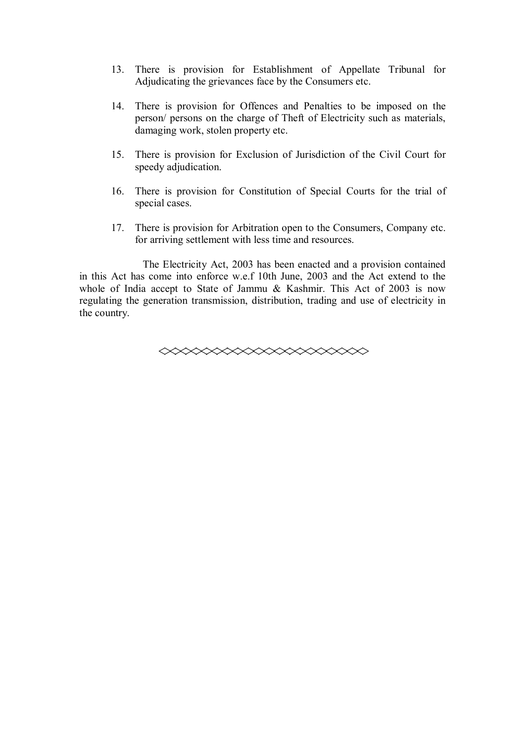13. There is provision for Establishment of Appellate Tribunal for Adjudicating the grievances face by the Consumers etc.

14. There is provision for Offences and Penalties to be imposed on the person/ persons on the charge of Theft of Electricity such as materials, damaging work, stolen property etc.

15. There is provision for Exclusion of Jurisdiction of the Civil Court for speedy adjudication.

16. There is provision for Constitution of Special Courts for the trial of special cases.

17. There is provision for Arbitration open to the Consumers, Company etc. for arriving settlement with less time and resources.

The Electricity Act, 2003 has been enacted and a provision contained in this Act has come into enforce w.e.f 10th June, 2003 and the Act extend to the whole of India accept to State of Jammu & Kashmir. This Act of 2003 is now regulating the generation transmission, distribution, trading and use of electricity in the country.